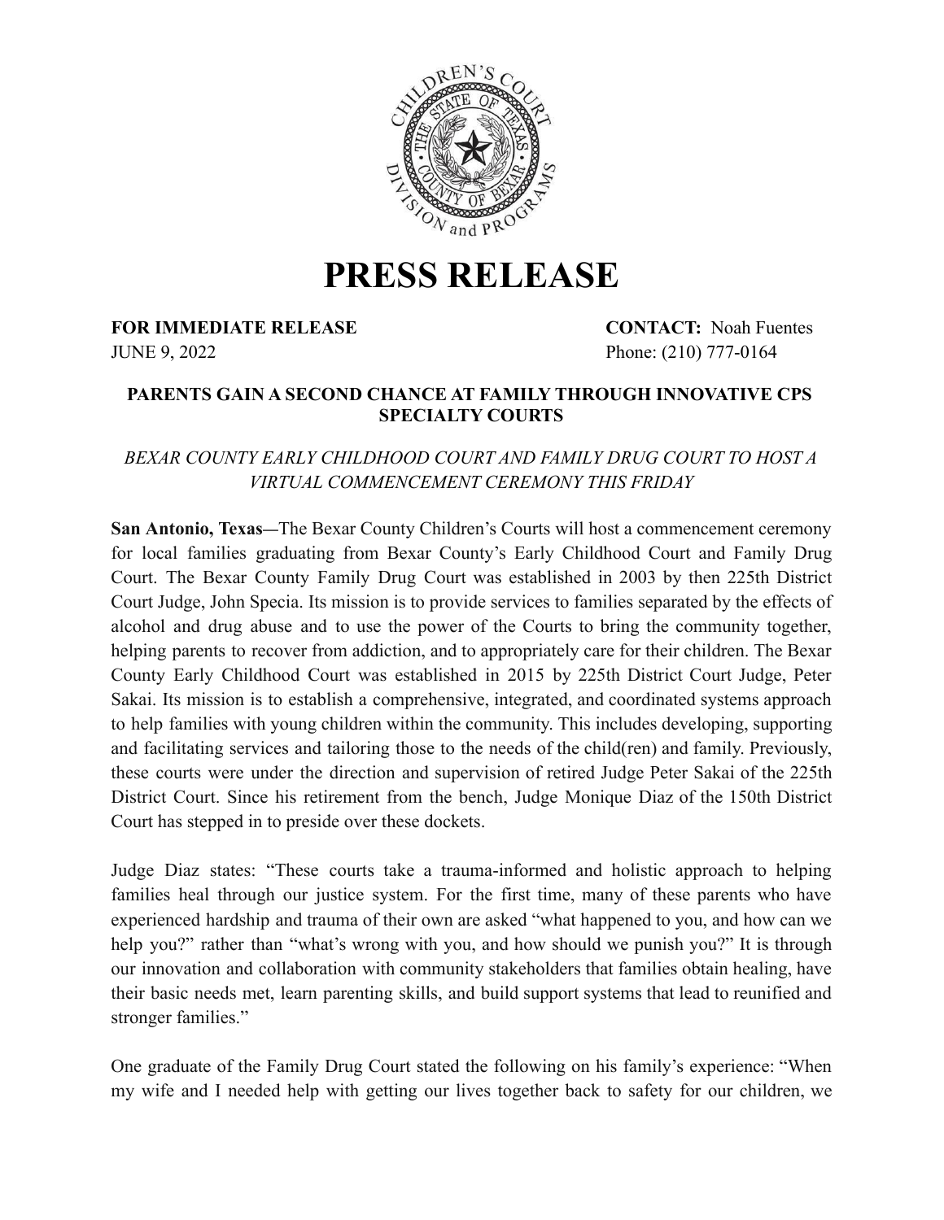# PRESS RELEASE

**FOR IMMEDIATE RELEASE**
JUNE 9, 2022

**CONTACT:** Noah Fuentes
Phone: (210) 777-0164

**PARENTS GAIN A SECOND CHANCE AT FAMILY THROUGH INNOVATIVE CPS SPECIALTY COURTS**

*BEXAR COUNTY EARLY CHILDHOOD COURT AND FAMILY DRUG COURT TO HOST A VIRTUAL COMMENCEMENT CEREMONY THIS FRIDAY*

**San Antonio, Texas—**The Bexar County Children's Courts will host a commencement ceremony for local families graduating from Bexar County's Early Childhood Court and Family Drug Court. The Bexar County Family Drug Court was established in 2003 by then 225th District Court Judge, John Specia. Its mission is to provide services to families separated by the effects of alcohol and drug abuse and to use the power of the Courts to bring the community together, helping parents to recover from addiction, and to appropriately care for their children. The Bexar County Early Childhood Court was established in 2015 by 225th District Court Judge, Peter Sakai. Its mission is to establish a comprehensive, integrated, and coordinated systems approach to help families with young children within the community. This includes developing, supporting and facilitating services and tailoring those to the needs of the child(ren) and family. Previously, these courts were under the direction and supervision of retired Judge Peter Sakai of the 225th District Court. Since his retirement from the bench, Judge Monique Diaz of the 150th District Court has stepped in to preside over these dockets.

Judge Diaz states: "These courts take a trauma-informed and holistic approach to helping families heal through our justice system. For the first time, many of these parents who have experienced hardship and trauma of their own are asked "what happened to you, and how can we help you?" rather than "what's wrong with you, and how should we punish you?" It is through our innovation and collaboration with community stakeholders that families obtain healing, have their basic needs met, learn parenting skills, and build support systems that lead to reunified and stronger families."

One graduate of the Family Drug Court stated the following on his family's experience: "When my wife and I needed help with getting our lives together back to safety for our children, we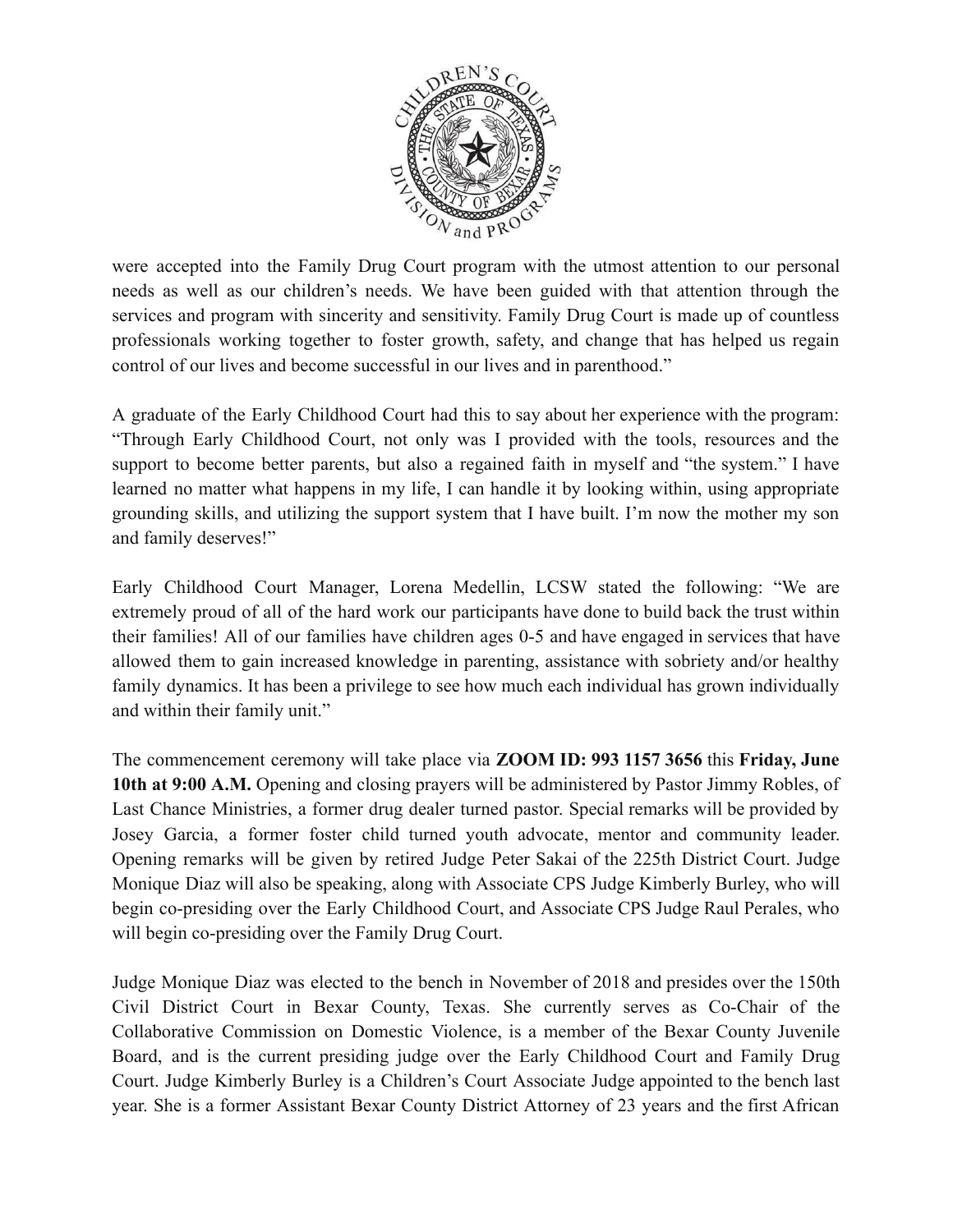were accepted into the Family Drug Court program with the utmost attention to our personal needs as well as our children's needs. We have been guided with that attention through the services and program with sincerity and sensitivity. Family Drug Court is made up of countless professionals working together to foster growth, safety, and change that has helped us regain control of our lives and become successful in our lives and in parenthood."

A graduate of the Early Childhood Court had this to say about her experience with the program: "Through Early Childhood Court, not only was I provided with the tools, resources and the support to become better parents, but also a regained faith in myself and "the system." I have learned no matter what happens in my life, I can handle it by looking within, using appropriate grounding skills, and utilizing the support system that I have built. I'm now the mother my son and family deserves!"

Early Childhood Court Manager, Lorena Medellin, LCSW stated the following: "We are extremely proud of all of the hard work our participants have done to build back the trust within their families! All of our families have children ages 0-5 and have engaged in services that have allowed them to gain increased knowledge in parenting, assistance with sobriety and/or healthy family dynamics. It has been a privilege to see how much each individual has grown individually and within their family unit."

The commencement ceremony will take place via **ZOOM ID: 993 1157 3656** this **Friday, June 10th at 9:00 A.M.** Opening and closing prayers will be administered by Pastor Jimmy Robles, of Last Chance Ministries, a former drug dealer turned pastor. Special remarks will be provided by Josey Garcia, a former foster child turned youth advocate, mentor and community leader. Opening remarks will be given by retired Judge Peter Sakai of the 225th District Court. Judge Monique Diaz will also be speaking, along with Associate CPS Judge Kimberly Burley, who will begin co-presiding over the Early Childhood Court, and Associate CPS Judge Raul Perales, who will begin co-presiding over the Family Drug Court.

Judge Monique Diaz was elected to the bench in November of 2018 and presides over the 150th Civil District Court in Bexar County, Texas. She currently serves as Co-Chair of the Collaborative Commission on Domestic Violence, is a member of the Bexar County Juvenile Board, and is the current presiding judge over the Early Childhood Court and Family Drug Court. Judge Kimberly Burley is a Children's Court Associate Judge appointed to the bench last year. She is a former Assistant Bexar County District Attorney of 23 years and the first African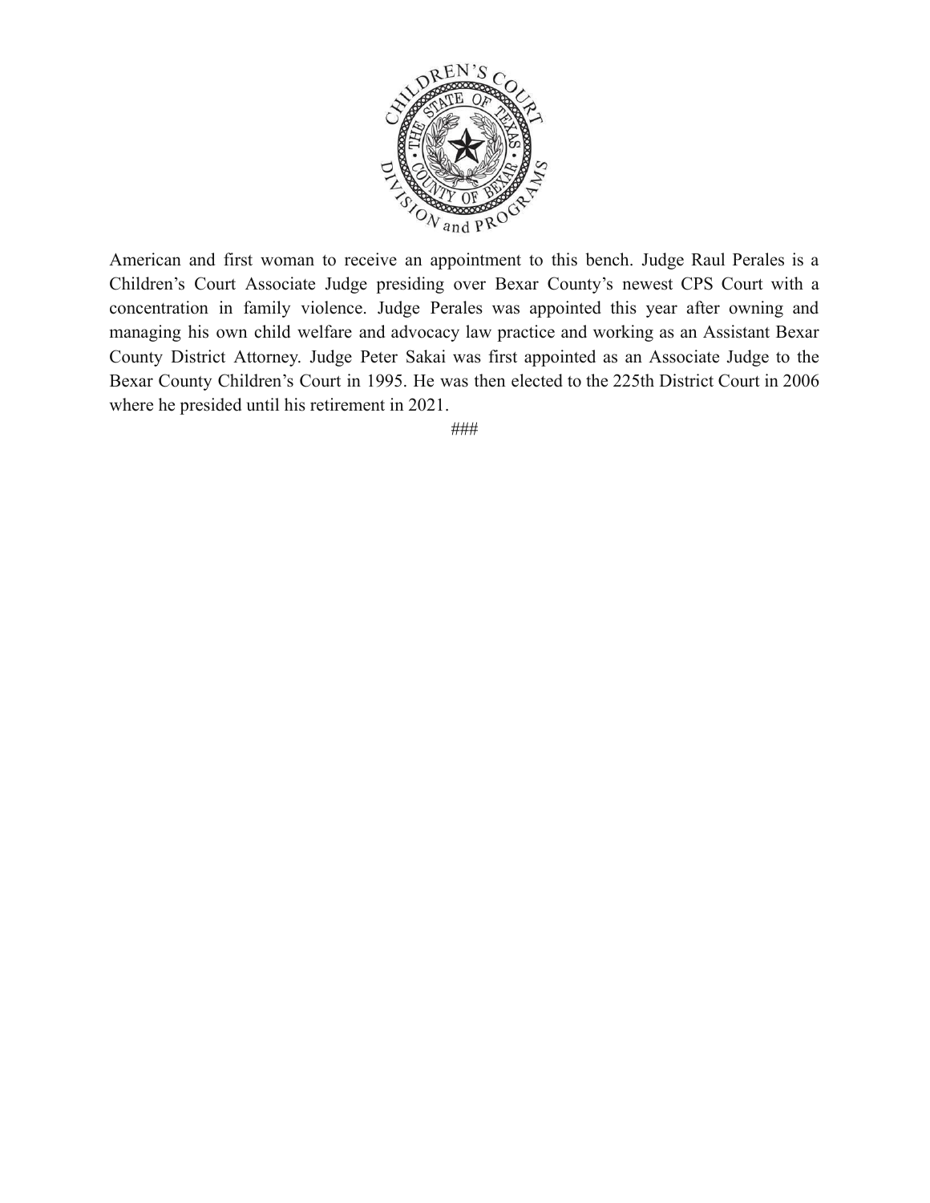American and first woman to receive an appointment to this bench. Judge Raul Perales is a Children's Court Associate Judge presiding over Bexar County's newest CPS Court with a concentration in family violence. Judge Perales was appointed this year after owning and managing his own child welfare and advocacy law practice and working as an Assistant Bexar County District Attorney. Judge Peter Sakai was first appointed as an Associate Judge to the Bexar County Children's Court in 1995. He was then elected to the 225th District Court in 2006 where he presided until his retirement in 2021.

###